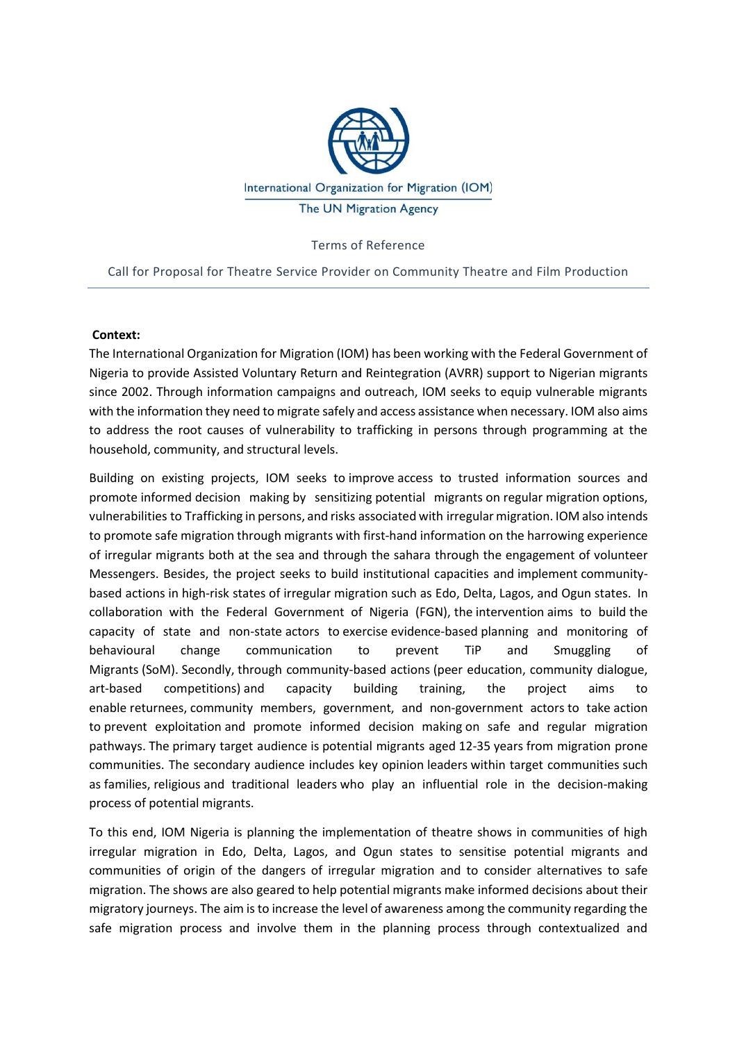International Organization for Migration (IOM)

The UN Migration Agency

Terms of Reference

Call for Proposal for Theatre Service Provider on Community Theatre and Film Production

**Context:**

The International Organization for Migration (IOM) has been working with the Federal Government of Nigeria to provide Assisted Voluntary Return and Reintegration (AVRR) support to Nigerian migrants since 2002. Through information campaigns and outreach, IOM seeks to equip vulnerable migrants with the information they need to migrate safely and access assistance when necessary. IOM also aims to address the root causes of vulnerability to trafficking in persons through programming at the household, community, and structural levels.

Building on existing projects, IOM seeks to improve access to trusted information sources and promote informed decision making by sensitizing potential migrants on regular migration options, vulnerabilities to Trafficking in persons, and risks associated with irregular migration. IOM also intends to promote safe migration through migrants with first-hand information on the harrowing experience of irregular migrants both at the sea and through the sahara through the engagement of volunteer Messengers. Besides, the project seeks to build institutional capacities and implement community-based actions in high-risk states of irregular migration such as Edo, Delta, Lagos, and Ogun states. In collaboration with the Federal Government of Nigeria (FGN), the intervention aims to build the capacity of state and non-state actors to exercise evidence-based planning and monitoring of behavioural change communication to prevent TiP and Smuggling of Migrants (SoM). Secondly, through community-based actions (peer education, community dialogue, art-based competitions) and capacity building training, the project aims to enable returnees, community members, government, and non-government actors to take action to prevent exploitation and promote informed decision making on safe and regular migration pathways. The primary target audience is potential migrants aged 12-35 years from migration prone communities. The secondary audience includes key opinion leaders within target communities such as families, religious and traditional leaders who play an influential role in the decision-making process of potential migrants.

To this end, IOM Nigeria is planning the implementation of theatre shows in communities of high irregular migration in Edo, Delta, Lagos, and Ogun states to sensitise potential migrants and communities of origin of the dangers of irregular migration and to consider alternatives to safe migration. The shows are also geared to help potential migrants make informed decisions about their migratory journeys. The aim is to increase the level of awareness among the community regarding the safe migration process and involve them in the planning process through contextualized and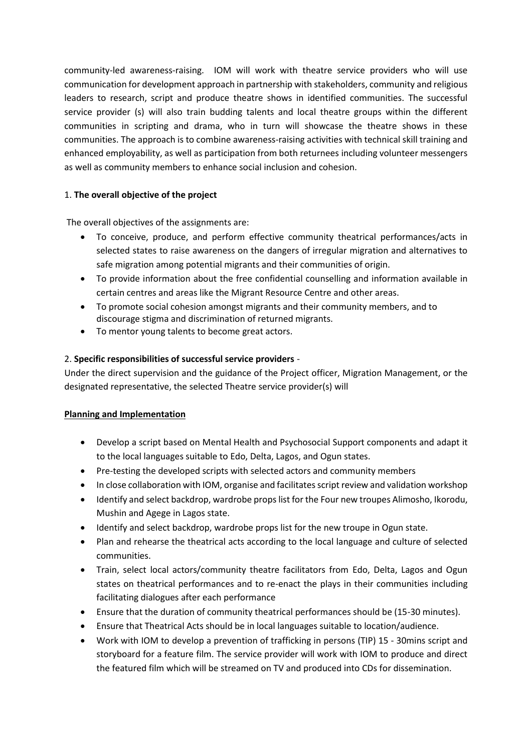community-led awareness-raising. IOM will work with theatre service providers who will use communication for development approach in partnership with stakeholders, community and religious leaders to research, script and produce theatre shows in identified communities. The successful service provider (s) will also train budding talents and local theatre groups within the different communities in scripting and drama, who in turn will showcase the theatre shows in these communities. The approach is to combine awareness-raising activities with technical skill training and enhanced employability, as well as participation from both returnees including volunteer messengers as well as community members to enhance social inclusion and cohesion.

1. **The overall objective of the project**

The overall objectives of the assignments are:

- To conceive, produce, and perform effective community theatrical performances/acts in selected states to raise awareness on the dangers of irregular migration and alternatives to safe migration among potential migrants and their communities of origin.
- To provide information about the free confidential counselling and information available in certain centres and areas like the Migrant Resource Centre and other areas.
- To promote social cohesion amongst migrants and their community members, and to discourage stigma and discrimination of returned migrants.
- To mentor young talents to become great actors.

2. **Specific responsibilities of successful service providers** -

Under the direct supervision and the guidance of the Project officer, Migration Management, or the designated representative, the selected Theatre service provider(s) will

**Planning and Implementation**

- Develop a script based on Mental Health and Psychosocial Support components and adapt it to the local languages suitable to Edo, Delta, Lagos, and Ogun states.
- Pre-testing the developed scripts with selected actors and community members
- In close collaboration with IOM, organise and facilitates script review and validation workshop
- Identify and select backdrop, wardrobe props list for the Four new troupes Alimosho, Ikorodu, Mushin and Agege in Lagos state.
- Identify and select backdrop, wardrobe props list for the new troupe in Ogun state.
- Plan and rehearse the theatrical acts according to the local language and culture of selected communities.
- Train, select local actors/community theatre facilitators from Edo, Delta, Lagos and Ogun states on theatrical performances and to re-enact the plays in their communities including facilitating dialogues after each performance
- Ensure that the duration of community theatrical performances should be (15-30 minutes).
- Ensure that Theatrical Acts should be in local languages suitable to location/audience.
- Work with IOM to develop a prevention of trafficking in persons (TIP) 15 - 30mins script and storyboard for a feature film. The service provider will work with IOM to produce and direct the featured film which will be streamed on TV and produced into CDs for dissemination.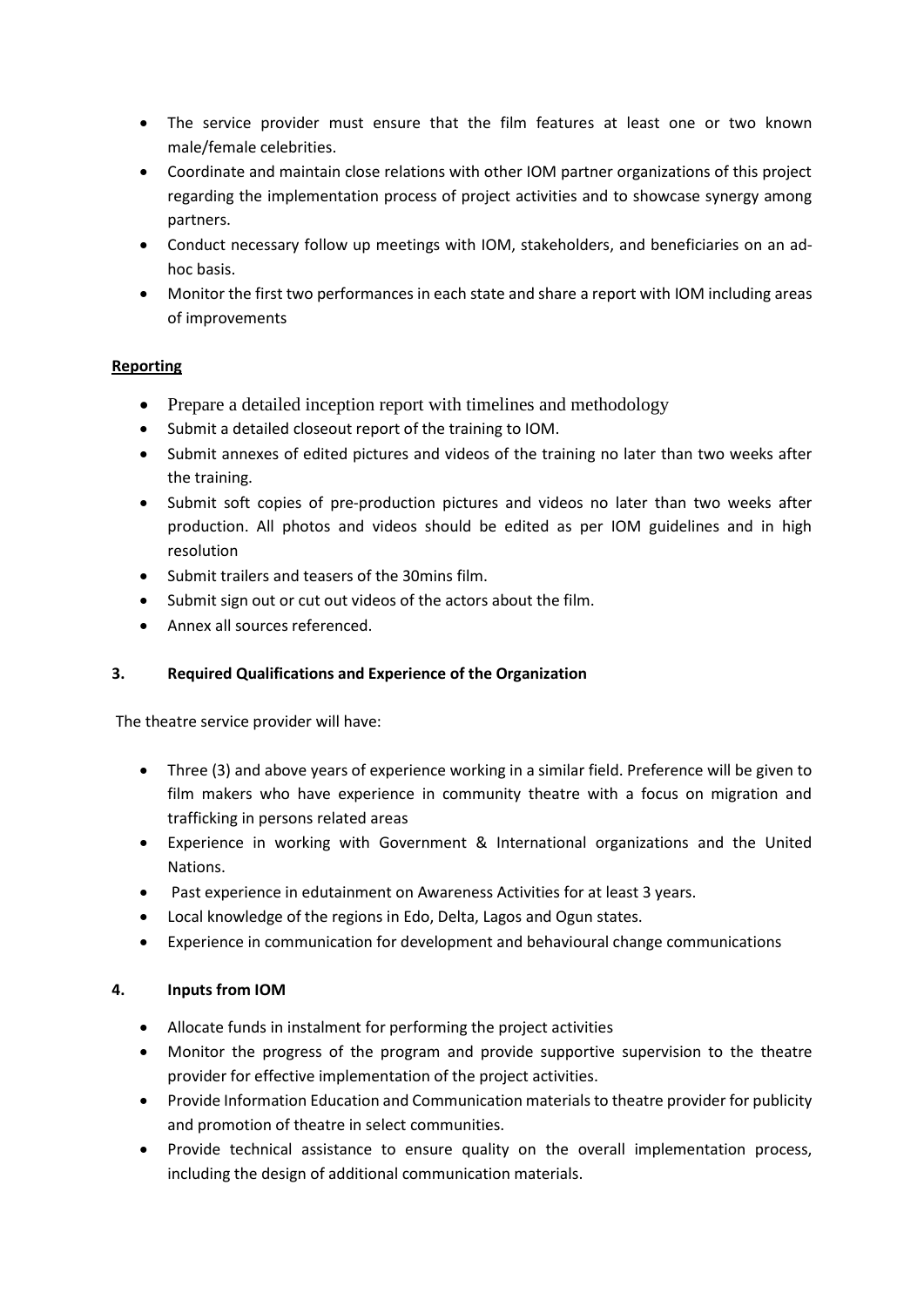- The service provider must ensure that the film features at least one or two known male/female celebrities.
- Coordinate and maintain close relations with other IOM partner organizations of this project regarding the implementation process of project activities and to showcase synergy among partners.
- Conduct necessary follow up meetings with IOM, stakeholders, and beneficiaries on an ad-hoc basis.
- Monitor the first two performances in each state and share a report with IOM including areas of improvements

**Reporting**

- Prepare a detailed inception report with timelines and methodology
- Submit a detailed closeout report of the training to IOM.
- Submit annexes of edited pictures and videos of the training no later than two weeks after the training.
- Submit soft copies of pre-production pictures and videos no later than two weeks after production. All photos and videos should be edited as per IOM guidelines and in high resolution
- Submit trailers and teasers of the 30mins film.
- Submit sign out or cut out videos of the actors about the film.
- Annex all sources referenced.

## 3. Required Qualifications and Experience of the Organization

The theatre service provider will have:

- Three (3) and above years of experience working in a similar field. Preference will be given to film makers who have experience in community theatre with a focus on migration and trafficking in persons related areas
- Experience in working with Government & International organizations and the United Nations.
- Past experience in edutainment on Awareness Activities for at least 3 years.
- Local knowledge of the regions in Edo, Delta, Lagos and Ogun states.
- Experience in communication for development and behavioural change communications

## 4. Inputs from IOM

- Allocate funds in instalment for performing the project activities
- Monitor the progress of the program and provide supportive supervision to the theatre provider for effective implementation of the project activities.
- Provide Information Education and Communication materials to theatre provider for publicity and promotion of theatre in select communities.
- Provide technical assistance to ensure quality on the overall implementation process, including the design of additional communication materials.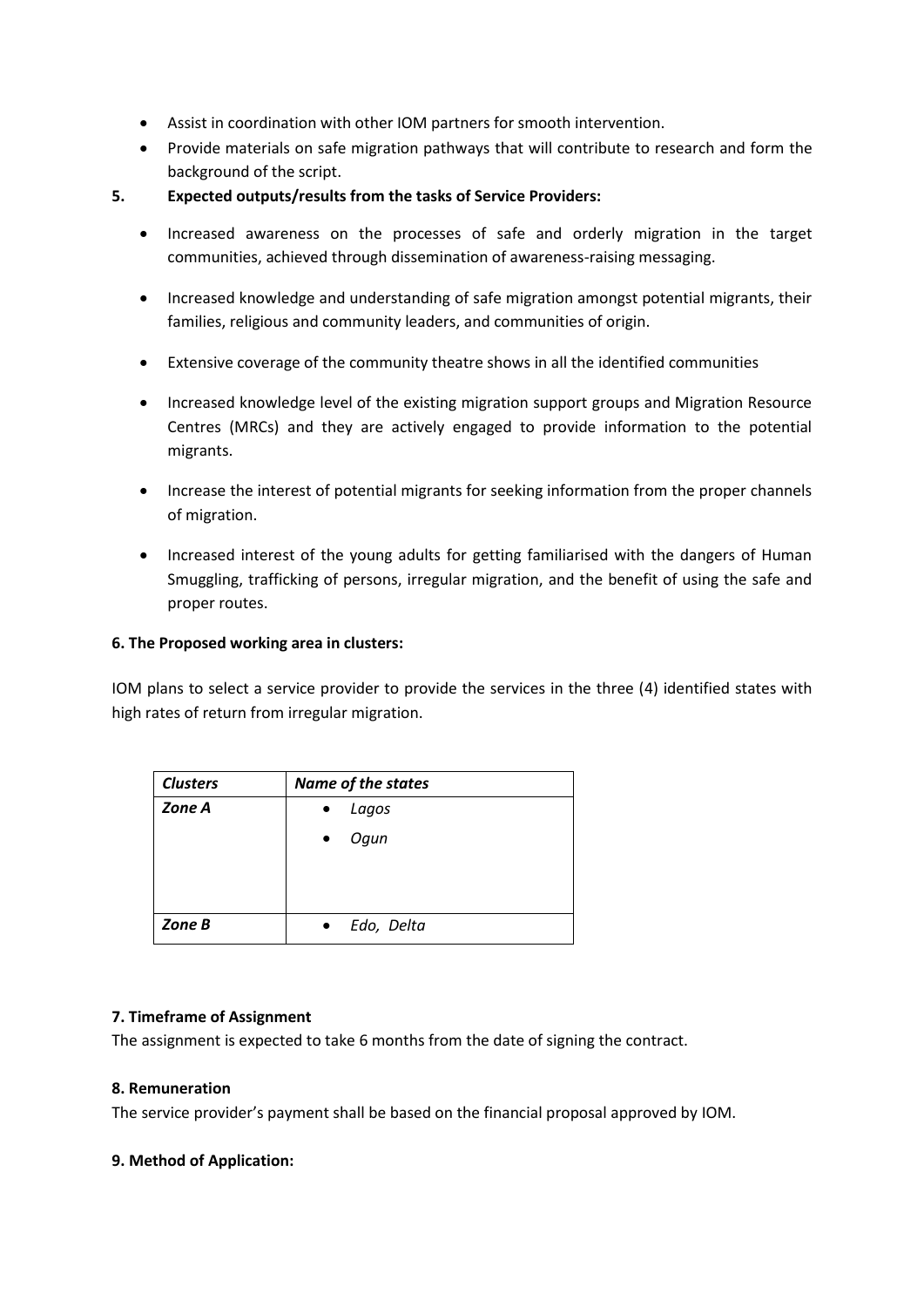- Assist in coordination with other IOM partners for smooth intervention.
- Provide materials on safe migration pathways that will contribute to research and form the background of the script.

**5. Expected outputs/results from the tasks of Service Providers:**

- Increased awareness on the processes of safe and orderly migration in the target communities, achieved through dissemination of awareness-raising messaging.
- Increased knowledge and understanding of safe migration amongst potential migrants, their families, religious and community leaders, and communities of origin.
- Extensive coverage of the community theatre shows in all the identified communities
- Increased knowledge level of the existing migration support groups and Migration Resource Centres (MRCs) and they are actively engaged to provide information to the potential migrants.
- Increase the interest of potential migrants for seeking information from the proper channels of migration.
- Increased interest of the young adults for getting familiarised with the dangers of Human Smuggling, trafficking of persons, irregular migration, and the benefit of using the safe and proper routes.

**6. The Proposed working area in clusters:**

IOM plans to select a service provider to provide the services in the three (4) identified states with high rates of return from irregular migration.

| ***Clusters*** | ***Name of the states*** |
|---|---|
| ***Zone A*** | • *Lagos*<br>• *Ogun* |
| ***Zone B*** | • *Edo, Delta* |

**7. Timeframe of Assignment**

The assignment is expected to take 6 months from the date of signing the contract.

**8. Remuneration**

The service provider's payment shall be based on the financial proposal approved by IOM.

**9. Method of Application:**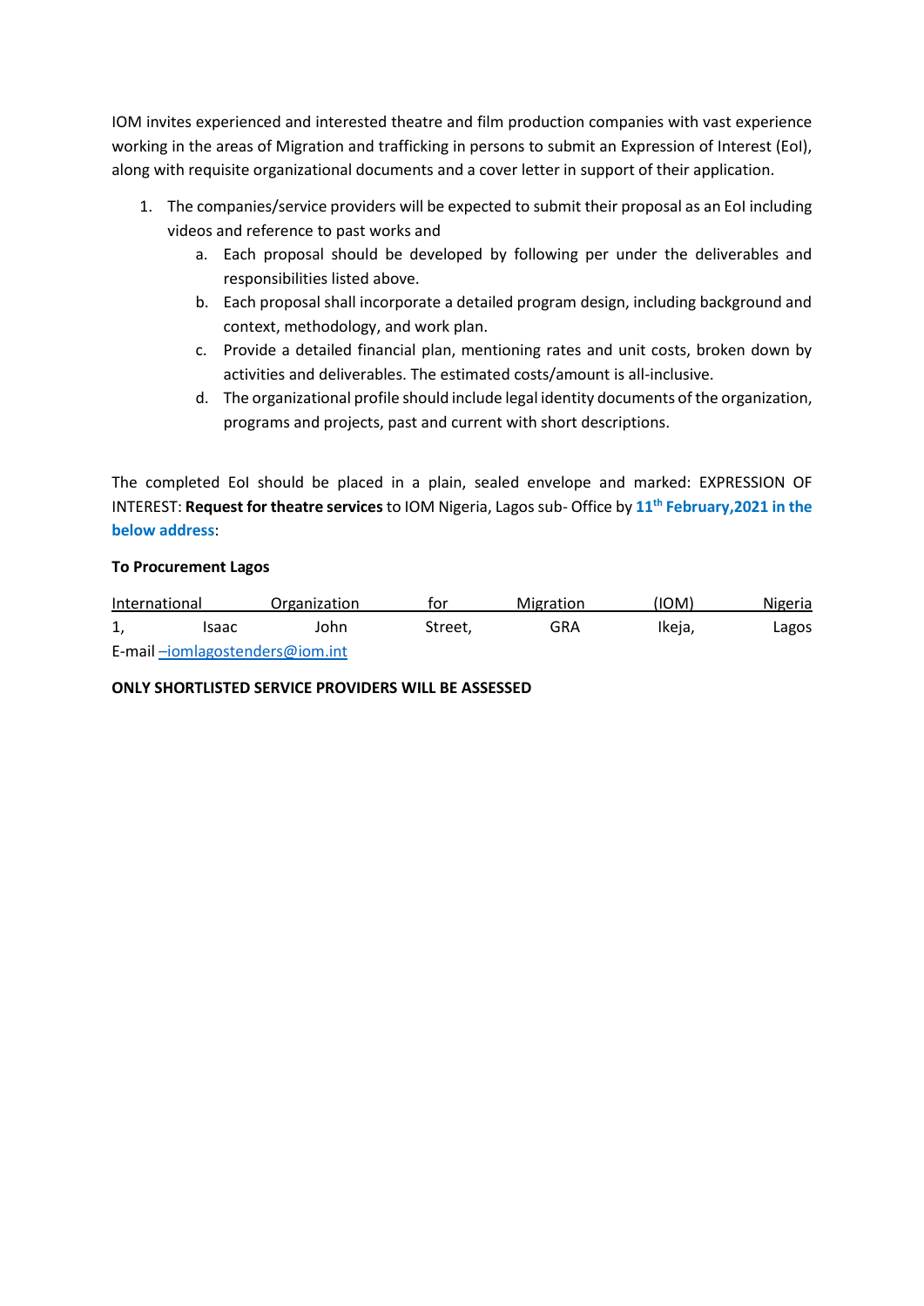IOM invites experienced and interested theatre and film production companies with vast experience working in the areas of Migration and trafficking in persons to submit an Expression of Interest (EoI), along with requisite organizational documents and a cover letter in support of their application.

1. The companies/service providers will be expected to submit their proposal as an EoI including videos and reference to past works and
   a. Each proposal should be developed by following per under the deliverables and responsibilities listed above.
   b. Each proposal shall incorporate a detailed program design, including background and context, methodology, and work plan.
   c. Provide a detailed financial plan, mentioning rates and unit costs, broken down by activities and deliverables. The estimated costs/amount is all-inclusive.
   d. The organizational profile should include legal identity documents of the organization, programs and projects, past and current with short descriptions.

The completed EoI should be placed in a plain, sealed envelope and marked: EXPRESSION OF INTEREST: **Request for theatre services** to IOM Nigeria, Lagos sub- Office by **11th February,2021 in the below address**:

**To Procurement Lagos**

International Organization for Migration (IOM) Nigeria
1, Isaac John Street, GRA Ikeja, Lagos
E-mail –iomlagostenders@iom.int

**ONLY SHORTLISTED SERVICE PROVIDERS WILL BE ASSESSED**